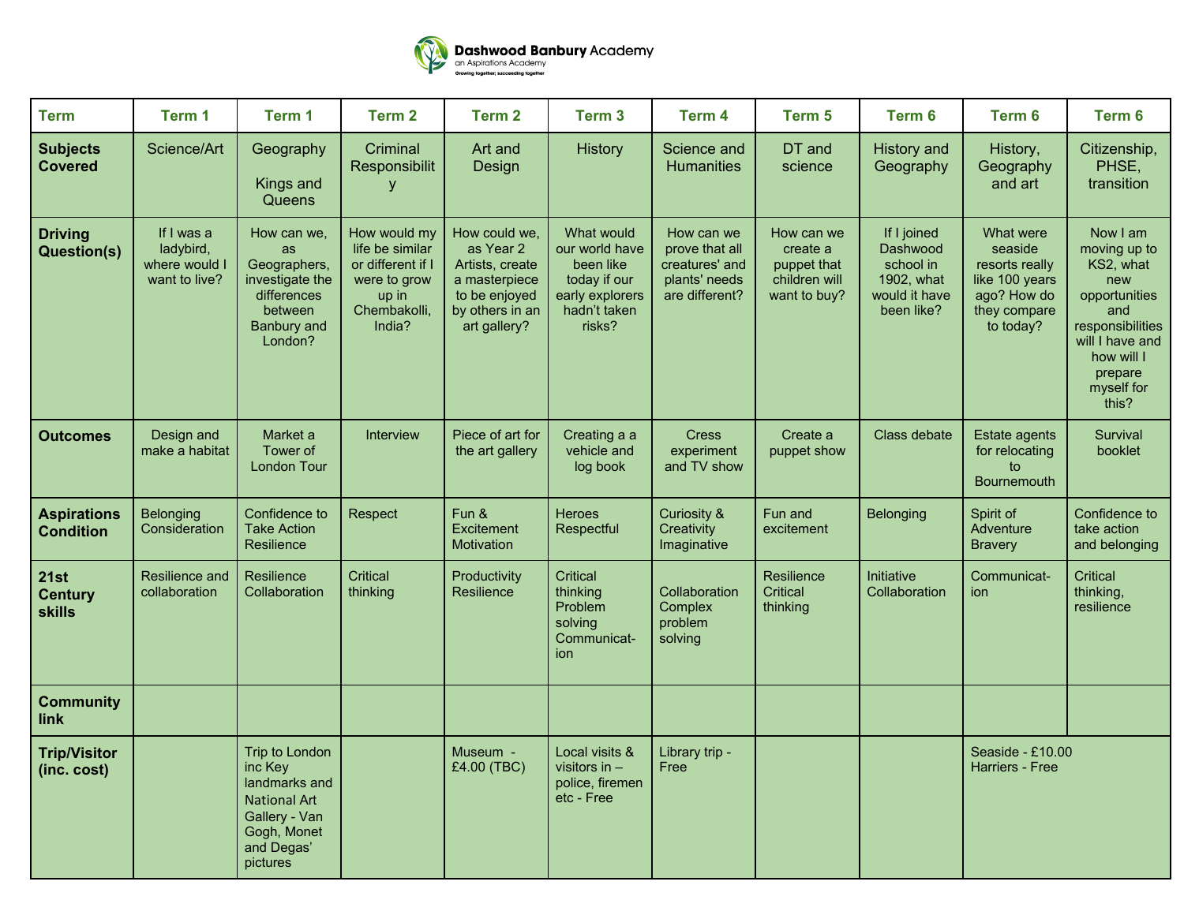**Dashwood Banbury Academy**
an Aspirations Academy
Growing together, succeeding together

| Term | Term 1 | Term 1 | Term 2 | Term 2 | Term 3 | Term 4 | Term 5 | Term 6 | Term 6 | Term 6 |
|---|---|---|---|---|---|---|---|---|---|---|
| **Subjects Covered** | Science/Art | Geography<br><br>Kings and Queens | Criminal Responsibility | Art and Design | History | Science and Humanities | DT and science | History and Geography | History, Geography and art | Citizenship, PHSE, transition |
| **Driving Question(s)** | If I was a ladybird, where would I want to live? | How can we, as Geographers, investigate the differences between Banbury and London? | How would my life be similar or different if I were to grow up in Chembakolli, India? | How could we, as Year 2 Artists, create a masterpiece to be enjoyed by others in an art gallery? | What would our world have been like today if our early explorers hadn't taken risks? | How can we prove that all creatures' and plants' needs are different? | How can we create a puppet that children will want to buy? | If I joined Dashwood school in 1902, what would it have been like? | What were seaside resorts really like 100 years ago? How do they compare to today? | Now I am moving up to KS2, what new opportunities and responsibilities will I have and how will I prepare myself for this? |
| **Outcomes** | Design and make a habitat | Market a Tower of London Tour | Interview | Piece of art for the art gallery | Creating a a vehicle and log book | Cress experiment and TV show | Create a puppet show | Class debate | Estate agents for relocating to Bournemouth | Survival booklet |
| **Aspirations Condition** | Belonging<br>Consideration | Confidence to Take Action<br>Resilience | Respect | Fun & Excitement<br>Motivation | Heroes<br>Respectful | Curiosity & Creativity<br>Imaginative | Fun and excitement | Belonging | Spirit of Adventure<br>Bravery | Confidence to take action and belonging |
| **21st Century skills** | Resilience and collaboration | Resilience<br>Collaboration | Critical thinking | Productivity<br>Resilience | Critical thinking<br>Problem solving<br>Communication | Collaboration<br>Complex problem solving | Resilience<br>Critical thinking | Initiative<br>Collaboration | Communication | Critical thinking, resilience |
| **Community link** | | | | | | | | | | |
| **Trip/Visitor (inc. cost)** | | Trip to London inc Key landmarks and National Art Gallery - Van Gogh, Monet and Degas' pictures | | Museum - £4.00 (TBC) | Local visits & visitors in – police, firemen etc - Free | Library trip - Free | | | Seaside - £10.00<br>Harriers - Free | |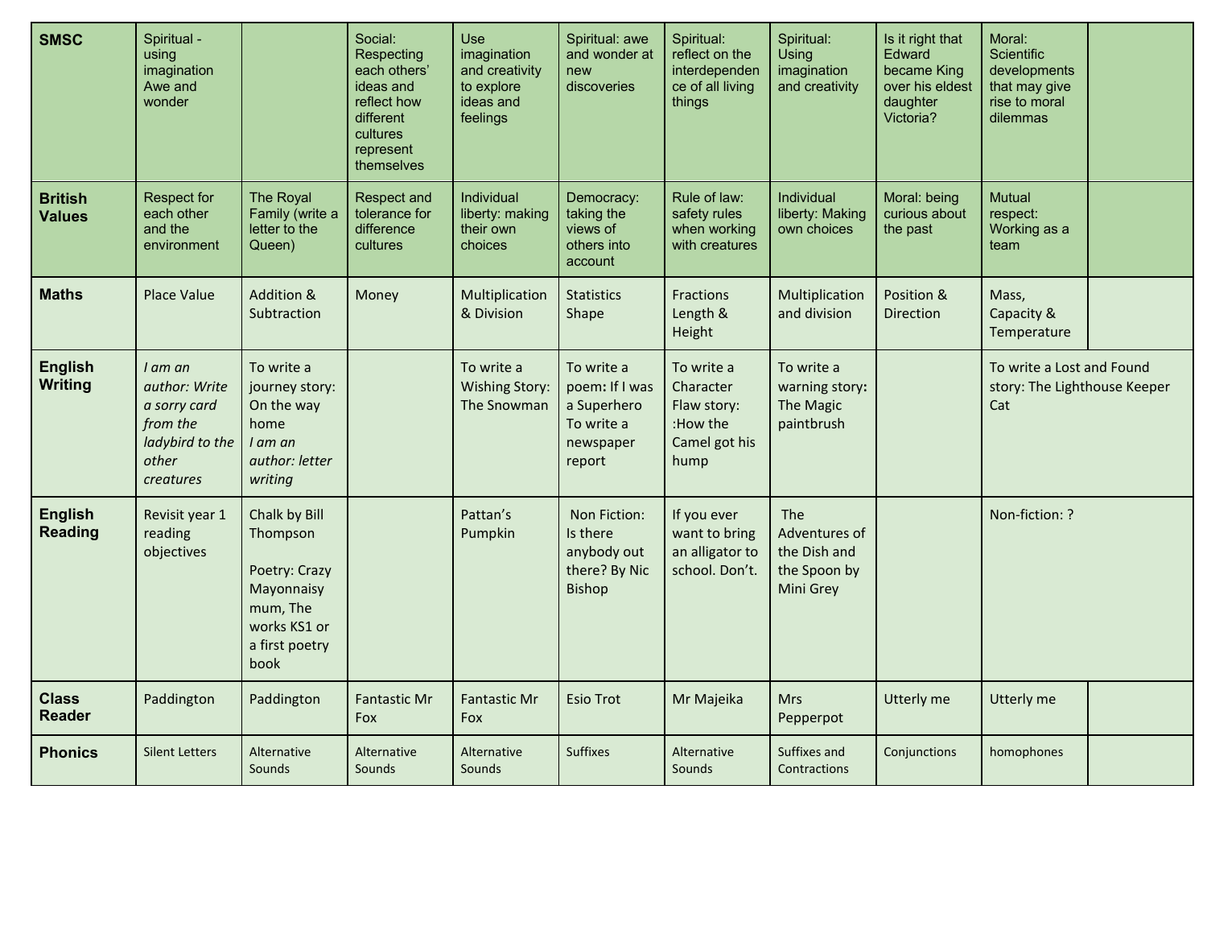| SMSC | Spiritual - using imagination Awe and wonder | | Social: Respecting each others' ideas and reflect how different cultures represent themselves | Use imagination and creativity to explore ideas and feelings | Spiritual: awe and wonder at new discoveries | Spiritual: reflect on the interdependence of all living things | Spiritual: Using imagination and creativity | Is it right that Edward became King over his eldest daughter Victoria? | Moral: Scientific developments that may give rise to moral dilemmas | |
|---|---|---|---|---|---|---|---|---|---|---|
| **British Values** | Respect for each other and the environment | The Royal Family (write a letter to the Queen) | Respect and tolerance for difference cultures | Individual liberty: making their own choices | Democracy: taking the views of others into account | Rule of law: safety rules when working with creatures | Individual liberty: Making own choices | Moral: being curious about the past | Mutual respect: Working as a team | |
| **Maths** | Place Value | Addition & Subtraction | Money | Multiplication & Division | Statistics Shape | Fractions Length & Height | Multiplication and division | Position & Direction | Mass, Capacity & Temperature | |
| **English Writing** | *I am an author: Write a sorry card from the ladybird to the other creatures* | To write a journey story: On the way home *I am an author: letter writing* | | To write a Wishing Story: The Snowman | To write a poem: If I was a Superhero To write a newspaper report | To write a Character Flaw story: :How the Camel got his hump | To write a warning story: The Magic paintbrush | | To write a Lost and Found story: The Lighthouse Keeper Cat | |
| **English Reading** | Revisit year 1 reading objectives | Chalk by Bill Thompson<br><br>Poetry: Crazy Mayonnaisy mum, The works KS1 or a first poetry book | | Pattan's Pumpkin | Non Fiction: Is there anybody out there? By Nic Bishop | If you ever want to bring an alligator to school. Don't. | The Adventures of the Dish and the Spoon by Mini Grey | | Non-fiction: ? | |
| **Class Reader** | Paddington | Paddington | Fantastic Mr Fox | Fantastic Mr Fox | Esio Trot | Mr Majeika | Mrs Pepperpot | Utterly me | Utterly me | |
| **Phonics** | Silent Letters | Alternative Sounds | Alternative Sounds | Alternative Sounds | Suffixes | Alternative Sounds | Suffixes and Contractions | Conjunctions | homophones | |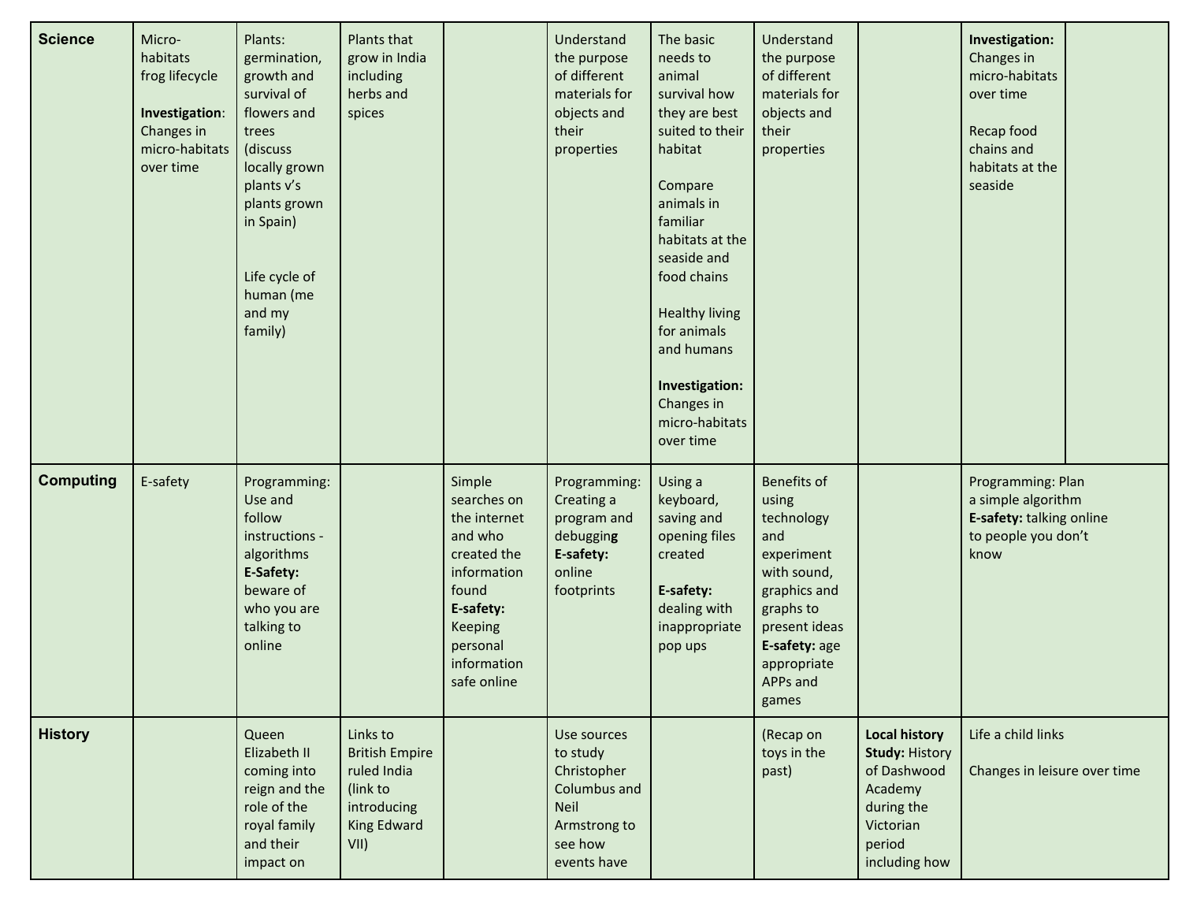| | | | | | | | | | | |
|---|---|---|---|---|---|---|---|---|---|---|
| **Science** | Micro-habitats frog lifecycle<br><br>**Investigation**: Changes in micro-habitats over time | Plants: germination, growth and survival of flowers and trees (discuss locally grown plants v's plants grown in Spain)<br><br>Life cycle of human (me and my family) | Plants that grow in India including herbs and spices | | Understand the purpose of different materials for objects and their properties | The basic needs to animal survival how they are best suited to their habitat<br><br>Compare animals in familiar habitats at the seaside and food chains<br><br>Healthy living for animals and humans<br><br>**Investigation:** Changes in micro-habitats over time | Understand the purpose of different materials for objects and their properties | | **Investigation:** Changes in micro-habitats over time<br><br>Recap food chains and habitats at the seaside | |
| **Computing** | E-safety | Programming: Use and follow instructions - algorithms<br>**E-Safety:** beware of who you are talking to online | | Simple searches on the internet and who created the information found<br>**E-safety:** Keeping personal information safe online | Programming: Creating a program and debugging<br>**E-safety:** online footprints | Using a keyboard, saving and opening files created<br><br>**E-safety:** dealing with inappropriate pop ups | Benefits of using technology and experiment with sound, graphics and graphs to present ideas<br>**E-safety:** age appropriate APPs and games | | Programming: Plan a simple algorithm<br>**E-safety:** talking online to people you don't know | |
| **History** | | Queen Elizabeth II coming into reign and the role of the royal family and their impact on | Links to British Empire ruled India (link to introducing King Edward VII) | | Use sources to study Christopher Columbus and Neil Armstrong to see how events have | | (Recap on toys in the past) | **Local history Study:** History of Dashwood Academy during the Victorian period including how | Life a child links<br><br>Changes in leisure over time | |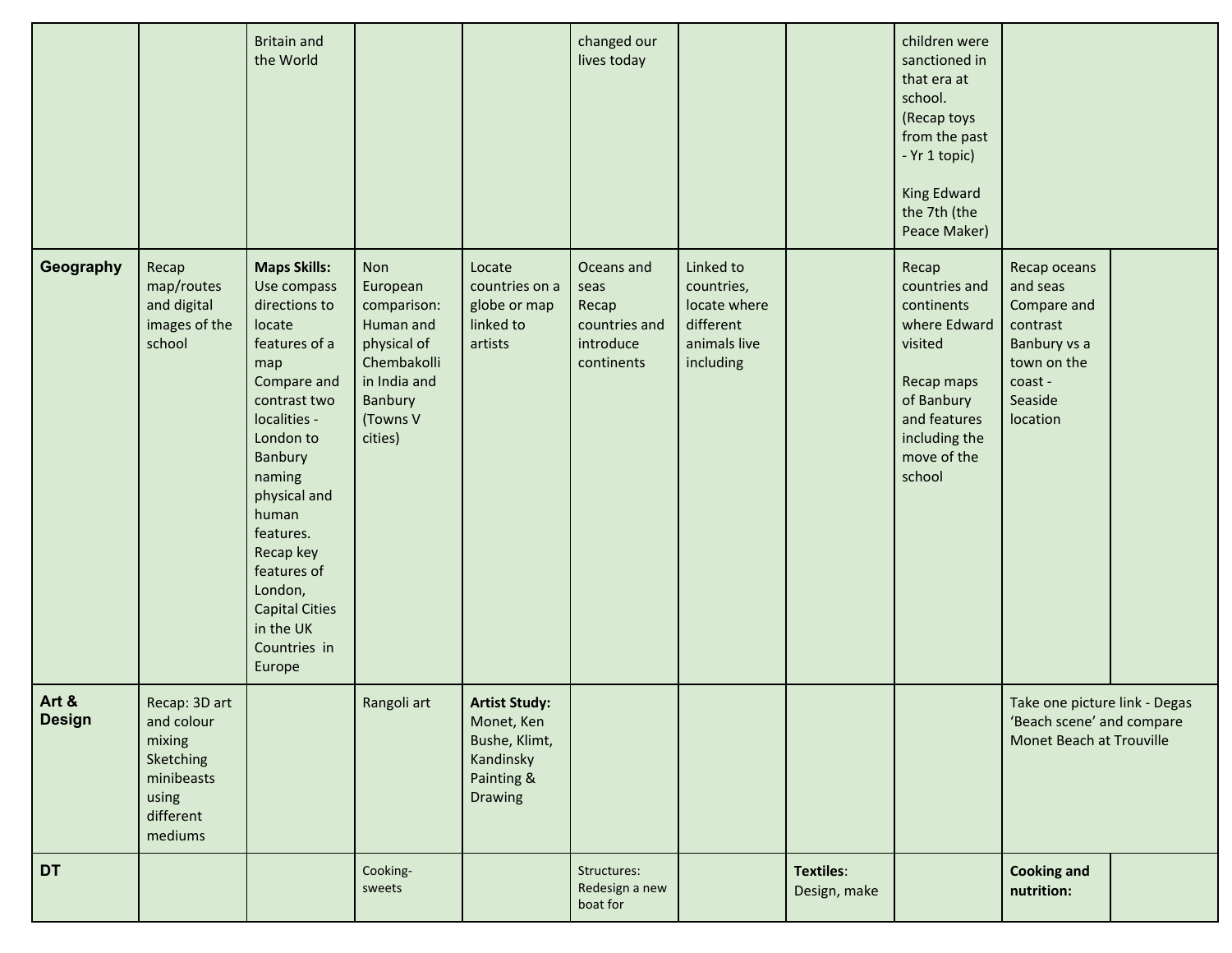| | | | | | | | | | | |
|---|---|---|---|---|---|---|---|---|---|---|
| | | Britain and the World | | | changed our lives today | | | children were sanctioned in that era at school. (Recap toys from the past - Yr 1 topic)<br><br>King Edward the 7th (the Peace Maker) | | |
| **Geography** | Recap map/routes and digital images of the school | **Maps Skills:** Use compass directions to locate features of a map<br>Compare and contrast two localities - London to Banbury naming physical and human features.<br>Recap key features of London, Capital Cities in the UK Countries in Europe | Non European comparison: Human and physical of Chembakolli in India and Banbury (Towns V cities) | Locate countries on a globe or map linked to artists | Oceans and seas<br>Recap countries and introduce continents | Linked to countries, locate where different animals live including | | Recap countries and continents where Edward visited<br><br>Recap maps of Banbury and features including the move of the school | Recap oceans and seas<br>Compare and contrast Banbury vs a town on the coast - Seaside location | |
| **Art & Design** | Recap: 3D art and colour mixing<br>Sketching minibeasts using different mediums | | Rangoli art | **Artist Study:** Monet, Ken Bushe, Klimt, Kandinsky Painting & Drawing | | | | | Take one picture link - Degas 'Beach scene' and compare Monet Beach at Trouville | |
| **DT** | | | Cooking- sweets | | Structures: Redesign a new boat for | | **Textiles**: Design, make | | **Cooking and nutrition:** | |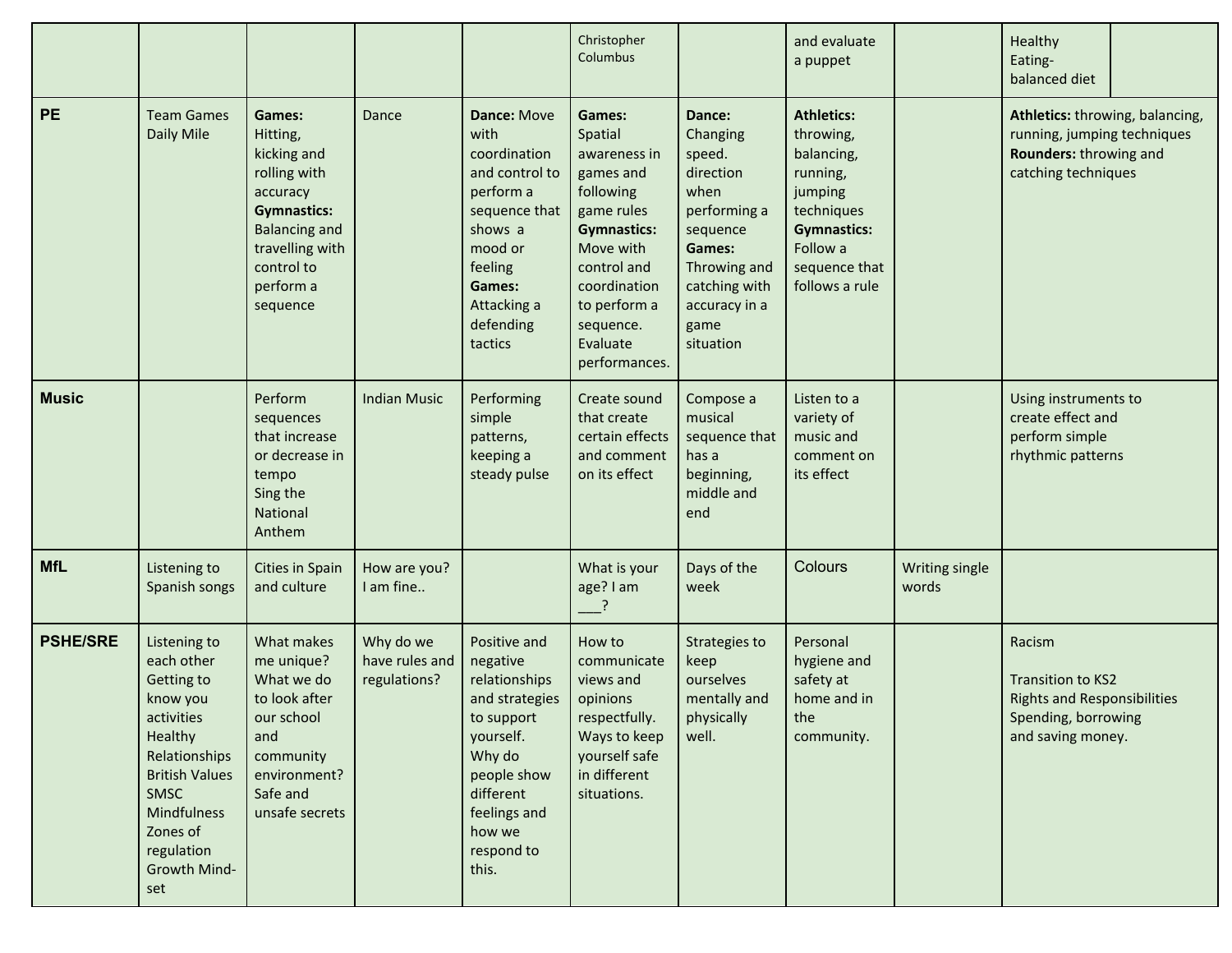| | | | | | | | | | | |
|---|---|---|---|---|---|---|---|---|---|---|
| | | | | | Christopher Columbus | | and evaluate a puppet | | Healthy Eating- balanced diet | |
| **PE** | Team Games Daily Mile | **Games:** Hitting, kicking and rolling with accuracy **Gymnastics:** Balancing and travelling with control to perform a sequence | Dance | **Dance:** Move with coordination and control to perform a sequence that shows a mood or feeling **Games:** Attacking a defending tactics | **Games:** Spatial awareness in games and following game rules **Gymnastics:** Move with control and coordination to perform a sequence. Evaluate performances. | **Dance:** Changing speed. direction when performing a sequence **Games:** Throwing and catching with accuracy in a game situation | **Athletics:** throwing, balancing, running, jumping techniques **Gymnastics:** Follow a sequence that follows a rule | | **Athletics:** throwing, balancing, running, jumping techniques **Rounders:** throwing and catching techniques | |
| **Music** | | Perform sequences that increase or decrease in tempo Sing the National Anthem | Indian Music | Performing simple patterns, keeping a steady pulse | Create sound that create certain effects and comment on its effect | Compose a musical sequence that has a beginning, middle and end | Listen to a variety of music and comment on its effect | | Using instruments to create effect and perform simple rhythmic patterns | |
| **MfL** | Listening to Spanish songs | Cities in Spain and culture | How are you? I am fine.. | | What is your age? I am ___? | Days of the week | Colours | Writing single words | | |
| **PSHE/SRE** | Listening to each other Getting to know you activities Healthy Relationships British Values SMSC Mindfulness Zones of regulation Growth Mind-set | What makes me unique? What we do to look after our school and community environment? Safe and unsafe secrets | Why do we have rules and regulations? | Positive and negative relationships and strategies to support yourself. Why do people show different feelings and how we respond to this. | How to communicate views and opinions respectfully. Ways to keep yourself safe in different situations. | Strategies to keep ourselves mentally and physically well. | Personal hygiene and safety at home and in the community. | | Racism<br><br>Transition to KS2 Rights and Responsibilities Spending, borrowing and saving money. | |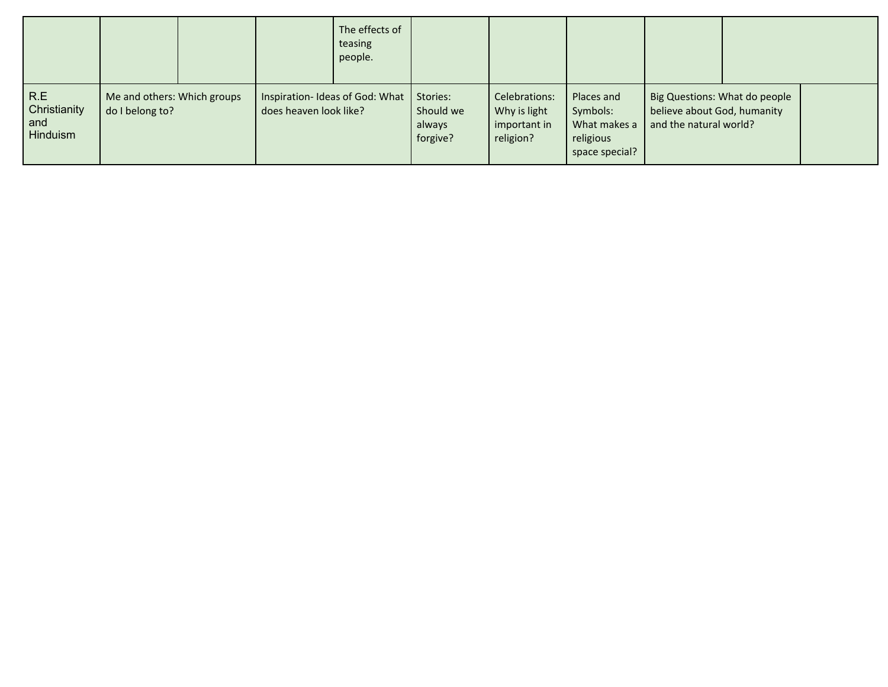| | | | | | | | | | | |
|---|---|---|---|---|---|---|---|---|---|---|
| | | | | The effects of teasing people. | | | | | | |
| R.E Christianity and Hinduism | Me and others: Which groups do I belong to? | | Inspiration- Ideas of God: What does heaven look like? | | Stories: Should we always forgive? | Celebrations: Why is light important in religion? | Places and Symbols: What makes a religious space special? | Big Questions: What do people believe about God, humanity and the natural world? | | |